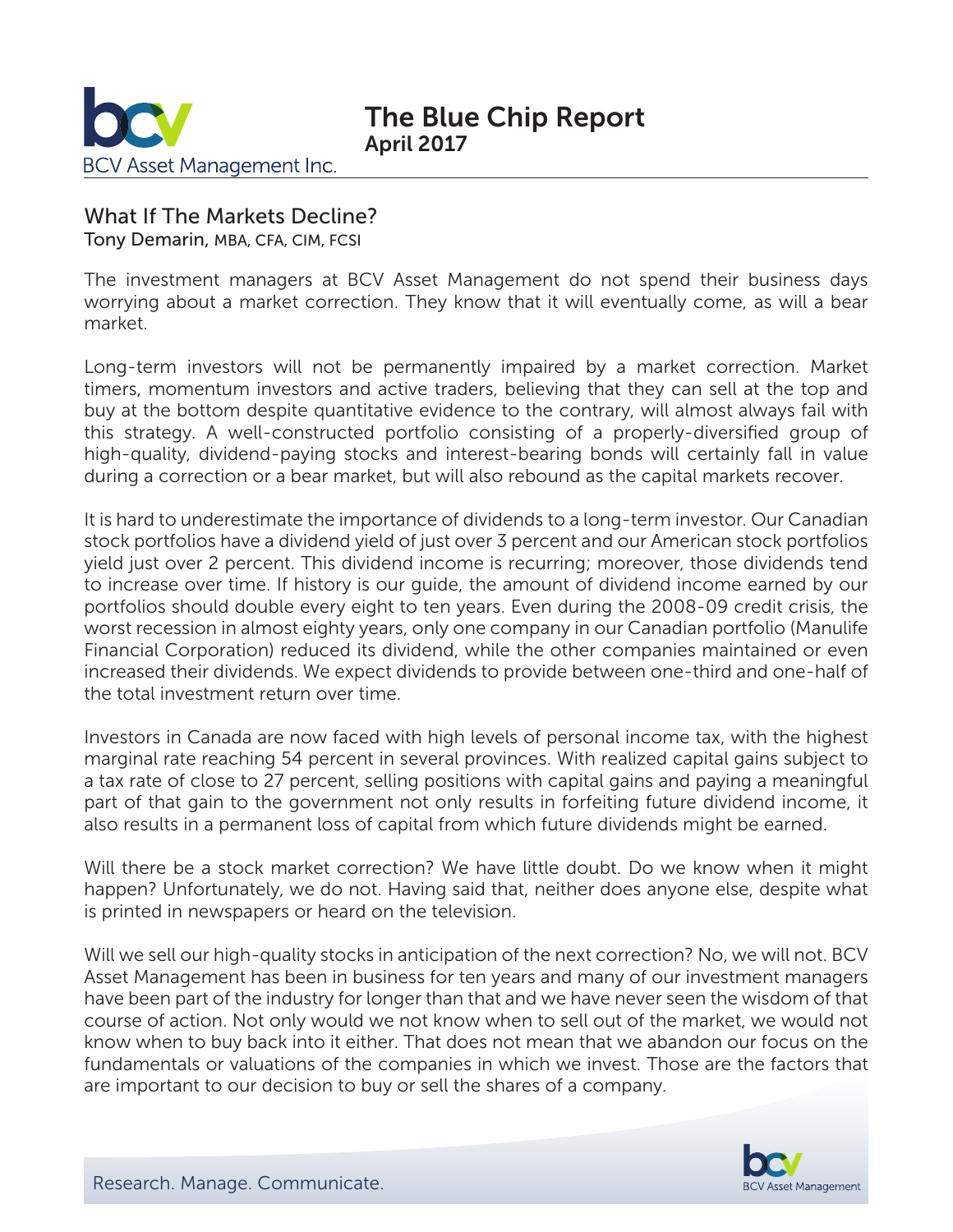# The Blue Chip Report
April 2017

## What If The Markets Decline?

Tony Demarin, MBA, CFA, CIM, FCSI

The investment managers at BCV Asset Management do not spend their business days worrying about a market correction. They know that it will eventually come, as will a bear market.

Long-term investors will not be permanently impaired by a market correction. Market timers, momentum investors and active traders, believing that they can sell at the top and buy at the bottom despite quantitative evidence to the contrary, will almost always fail with this strategy. A well-constructed portfolio consisting of a properly-diversified group of high-quality, dividend-paying stocks and interest-bearing bonds will certainly fall in value during a correction or a bear market, but will also rebound as the capital markets recover.

It is hard to underestimate the importance of dividends to a long-term investor. Our Canadian stock portfolios have a dividend yield of just over 3 percent and our American stock portfolios yield just over 2 percent. This dividend income is recurring; moreover, those dividends tend to increase over time. If history is our guide, the amount of dividend income earned by our portfolios should double every eight to ten years. Even during the 2008-09 credit crisis, the worst recession in almost eighty years, only one company in our Canadian portfolio (Manulife Financial Corporation) reduced its dividend, while the other companies maintained or even increased their dividends. We expect dividends to provide between one-third and one-half of the total investment return over time.

Investors in Canada are now faced with high levels of personal income tax, with the highest marginal rate reaching 54 percent in several provinces. With realized capital gains subject to a tax rate of close to 27 percent, selling positions with capital gains and paying a meaningful part of that gain to the government not only results in forfeiting future dividend income, it also results in a permanent loss of capital from which future dividends might be earned.

Will there be a stock market correction? We have little doubt. Do we know when it might happen? Unfortunately, we do not. Having said that, neither does anyone else, despite what is printed in newspapers or heard on the television.

Will we sell our high-quality stocks in anticipation of the next correction? No, we will not. BCV Asset Management has been in business for ten years and many of our investment managers have been part of the industry for longer than that and we have never seen the wisdom of that course of action. Not only would we not know when to sell out of the market, we would not know when to buy back into it either. That does not mean that we abandon our focus on the fundamentals or valuations of the companies in which we invest. Those are the factors that are important to our decision to buy or sell the shares of a company.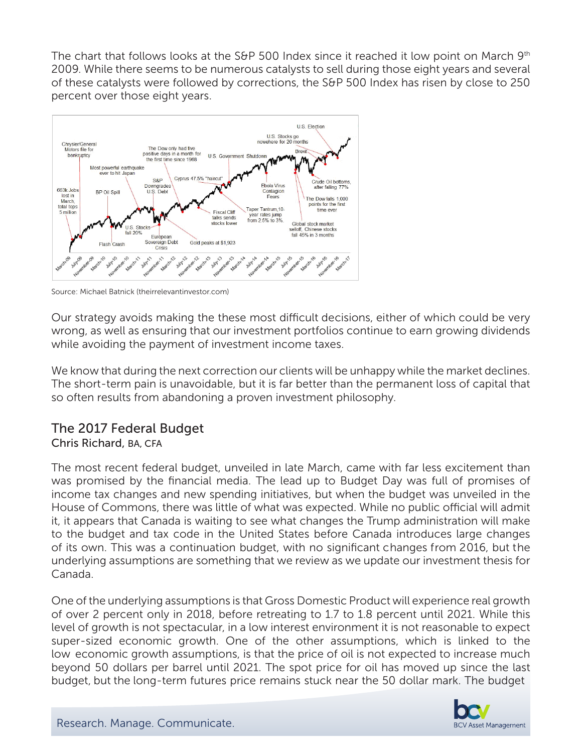The chart that follows looks at the S&P 500 Index since it reached it low point on March 9th 2009. While there seems to be numerous catalysts to sell during those eight years and several of these catalysts were followed by corrections, the S&P 500 Index has risen by close to 250 percent over those eight years.

Source: Michael Batnick (theirrelevantinvestor.com)

Our strategy avoids making the these most difficult decisions, either of which could be very wrong, as well as ensuring that our investment portfolios continue to earn growing dividends while avoiding the payment of investment income taxes.

We know that during the next correction our clients will be unhappy while the market declines. The short-term pain is unavoidable, but it is far better than the permanent loss of capital that so often results from abandoning a proven investment philosophy.

## The 2017 Federal Budget

**Chris Richard, BA, CFA**

The most recent federal budget, unveiled in late March, came with far less excitement than was promised by the financial media. The lead up to Budget Day was full of promises of income tax changes and new spending initiatives, but when the budget was unveiled in the House of Commons, there was little of what was expected. While no public official will admit it, it appears that Canada is waiting to see what changes the Trump administration will make to the budget and tax code in the United States before Canada introduces large changes of its own. This was a continuation budget, with no significant changes from 2016, but the underlying assumptions are something that we review as we update our investment thesis for Canada.

One of the underlying assumptions is that Gross Domestic Product will experience real growth of over 2 percent only in 2018, before retreating to 1.7 to 1.8 percent until 2021. While this level of growth is not spectacular, in a low interest environment it is not reasonable to expect super-sized economic growth. One of the other assumptions, which is linked to the low economic growth assumptions, is that the price of oil is not expected to increase much beyond 50 dollars per barrel until 2021. The spot price for oil has moved up since the last budget, but the long-term futures price remains stuck near the 50 dollar mark. The budget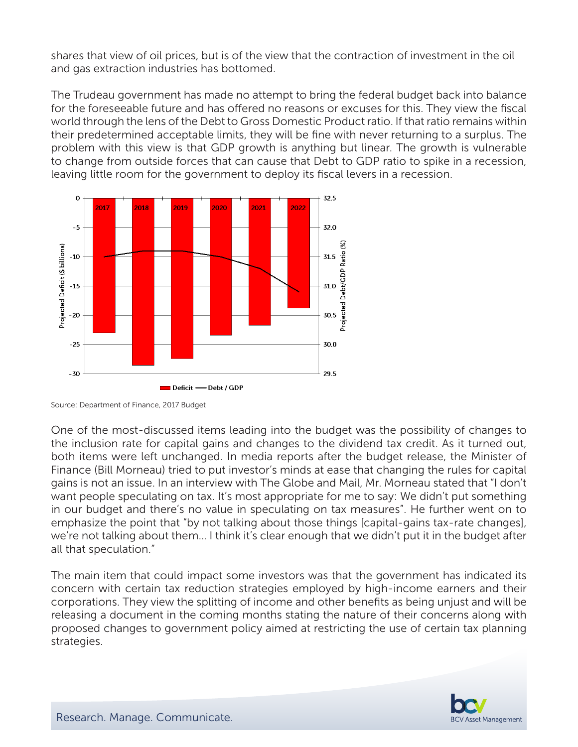shares that view of oil prices, but is of the view that the contraction of investment in the oil and gas extraction industries has bottomed.

The Trudeau government has made no attempt to bring the federal budget back into balance for the foreseeable future and has offered no reasons or excuses for this. They view the fiscal world through the lens of the Debt to Gross Domestic Product ratio. If that ratio remains within their predetermined acceptable limits, they will be fine with never returning to a surplus. The problem with this view is that GDP growth is anything but linear. The growth is vulnerable to change from outside forces that can cause that Debt to GDP ratio to spike in a recession, leaving little room for the government to deploy its fiscal levers in a recession.

Source: Department of Finance, 2017 Budget

One of the most-discussed items leading into the budget was the possibility of changes to the inclusion rate for capital gains and changes to the dividend tax credit. As it turned out, both items were left unchanged. In media reports after the budget release, the Minister of Finance (Bill Morneau) tried to put investor's minds at ease that changing the rules for capital gains is not an issue. In an interview with The Globe and Mail, Mr. Morneau stated that "I don't want people speculating on tax. It's most appropriate for me to say: We didn't put something in our budget and there's no value in speculating on tax measures". He further went on to emphasize the point that "by not talking about those things [capital-gains tax-rate changes], we're not talking about them... I think it's clear enough that we didn't put it in the budget after all that speculation."

The main item that could impact some investors was that the government has indicated its concern with certain tax reduction strategies employed by high-income earners and their corporations. They view the splitting of income and other benefits as being unjust and will be releasing a document in the coming months stating the nature of their concerns along with proposed changes to government policy aimed at restricting the use of certain tax planning strategies.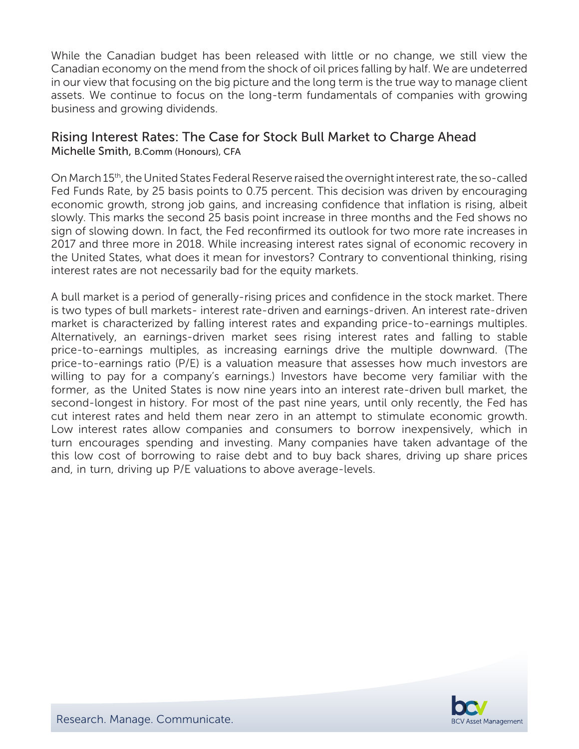While the Canadian budget has been released with little or no change, we still view the Canadian economy on the mend from the shock of oil prices falling by half. We are undeterred in our view that focusing on the big picture and the long term is the true way to manage client assets. We continue to focus on the long-term fundamentals of companies with growing business and growing dividends.

## Rising Interest Rates: The Case for Stock Bull Market to Charge Ahead

Michelle Smith, B.Comm (Honours), CFA

On March 15th, the United States Federal Reserve raised the overnight interest rate, the so-called Fed Funds Rate, by 25 basis points to 0.75 percent. This decision was driven by encouraging economic growth, strong job gains, and increasing confidence that inflation is rising, albeit slowly. This marks the second 25 basis point increase in three months and the Fed shows no sign of slowing down. In fact, the Fed reconfirmed its outlook for two more rate increases in 2017 and three more in 2018. While increasing interest rates signal of economic recovery in the United States, what does it mean for investors? Contrary to conventional thinking, rising interest rates are not necessarily bad for the equity markets.

A bull market is a period of generally-rising prices and confidence in the stock market. There is two types of bull markets- interest rate-driven and earnings-driven. An interest rate-driven market is characterized by falling interest rates and expanding price-to-earnings multiples. Alternatively, an earnings-driven market sees rising interest rates and falling to stable price-to-earnings multiples, as increasing earnings drive the multiple downward. (The price-to-earnings ratio (P/E) is a valuation measure that assesses how much investors are willing to pay for a company's earnings.) Investors have become very familiar with the former, as the United States is now nine years into an interest rate-driven bull market, the second-longest in history. For most of the past nine years, until only recently, the Fed has cut interest rates and held them near zero in an attempt to stimulate economic growth. Low interest rates allow companies and consumers to borrow inexpensively, which in turn encourages spending and investing. Many companies have taken advantage of the this low cost of borrowing to raise debt and to buy back shares, driving up share prices and, in turn, driving up P/E valuations to above average-levels.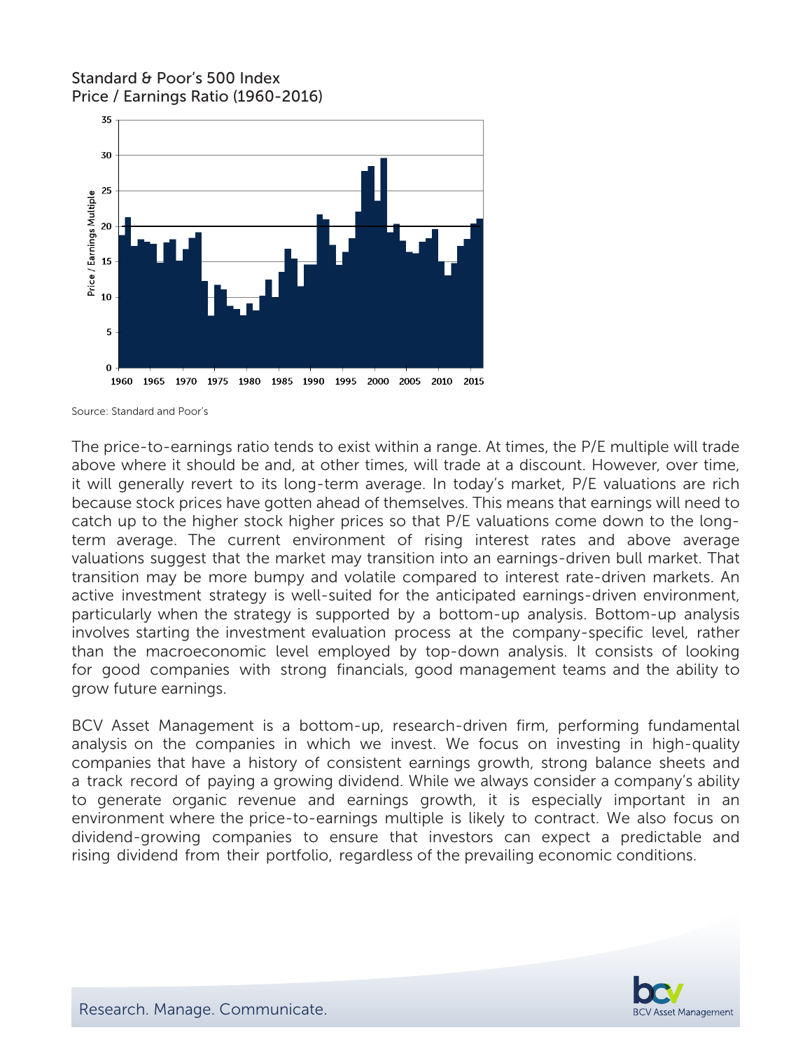Standard & Poor's 500 Index
Price / Earnings Ratio (1960-2016)

Source: Standard and Poor's

The price-to-earnings ratio tends to exist within a range. At times, the P/E multiple will trade above where it should be and, at other times, will trade at a discount. However, over time, it will generally revert to its long-term average. In today's market, P/E valuations are rich because stock prices have gotten ahead of themselves. This means that earnings will need to catch up to the higher stock higher prices so that P/E valuations come down to the long-term average. The current environment of rising interest rates and above average valuations suggest that the market may transition into an earnings-driven bull market. That transition may be more bumpy and volatile compared to interest rate-driven markets. An active investment strategy is well-suited for the anticipated earnings-driven environment, particularly when the strategy is supported by a bottom-up analysis. Bottom-up analysis involves starting the investment evaluation process at the company-specific level, rather than the macroeconomic level employed by top-down analysis. It consists of looking for good companies with strong financials, good management teams and the ability to grow future earnings.

BCV Asset Management is a bottom-up, research-driven firm, performing fundamental analysis on the companies in which we invest. We focus on investing in high-quality companies that have a history of consistent earnings growth, strong balance sheets and a track record of paying a growing dividend. While we always consider a company's ability to generate organic revenue and earnings growth, it is especially important in an environment where the price-to-earnings multiple is likely to contract. We also focus on dividend-growing companies to ensure that investors can expect a predictable and rising dividend from their portfolio, regardless of the prevailing economic conditions.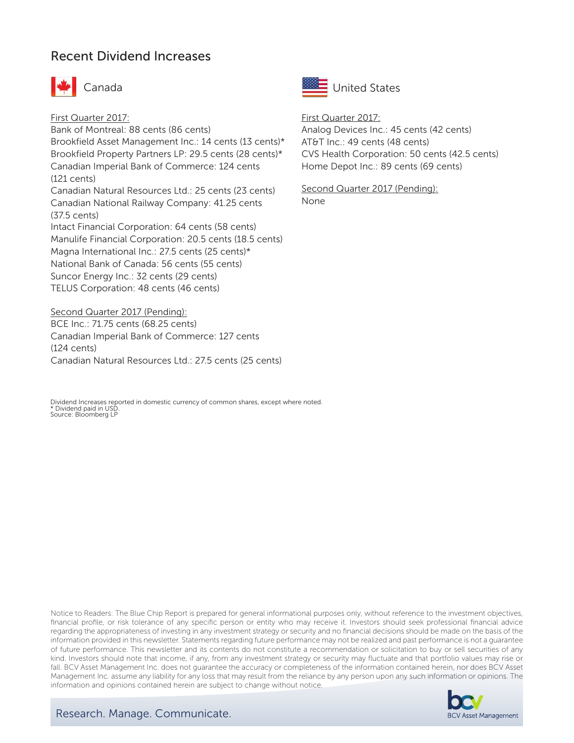## Recent Dividend Increases

### Canada

<u>First Quarter 2017:</u>

Bank of Montreal: 88 cents (86 cents)
Brookfield Asset Management Inc.: 14 cents (13 cents)*
Brookfield Property Partners LP: 29.5 cents (28 cents)*
Canadian Imperial Bank of Commerce: 124 cents (121 cents)
Canadian Natural Resources Ltd.: 25 cents (23 cents)
Canadian National Railway Company: 41.25 cents (37.5 cents)
Intact Financial Corporation: 64 cents (58 cents)
Manulife Financial Corporation: 20.5 cents (18.5 cents)
Magna International Inc.: 27.5 cents (25 cents)*
National Bank of Canada: 56 cents (55 cents)
Suncor Energy Inc.: 32 cents (29 cents)
TELUS Corporation: 48 cents (46 cents)

<u>Second Quarter 2017 (Pending):</u>

BCE Inc.: 71.75 cents (68.25 cents)
Canadian Imperial Bank of Commerce: 127 cents (124 cents)
Canadian Natural Resources Ltd.: 27.5 cents (25 cents)

### United States

<u>First Quarter 2017:</u>

Analog Devices Inc.: 45 cents (42 cents)
AT&T Inc.: 49 cents (48 cents)
CVS Health Corporation: 50 cents (42.5 cents)
Home Depot Inc.: 89 cents (69 cents)

<u>Second Quarter 2017 (Pending):</u>

None

Dividend Increases reported in domestic currency of common shares, except where noted.
* Dividend paid in USD.
Source: Bloomberg LP

Notice to Readers: The Blue Chip Report is prepared for general informational purposes only, without reference to the investment objectives, financial profile, or risk tolerance of any specific person or entity who may receive it. Investors should seek professional financial advice regarding the appropriateness of investing in any investment strategy or security and no financial decisions should be made on the basis of the information provided in this newsletter. Statements regarding future performance may not be realized and past performance is not a guarantee of future performance. This newsletter and its contents do not constitute a recommendation or solicitation to buy or sell securities of any kind. Investors should note that income, if any, from any investment strategy or security may fluctuate and that portfolio values may rise or fall. BCV Asset Management Inc. does not guarantee the accuracy or completeness of the information contained herein, nor does BCV Asset Management Inc. assume any liability for any loss that may result from the reliance by any person upon any such information or opinions. The information and opinions contained herein are subject to change without notice.

Research. Manage. Communicate.

BCV Asset Management